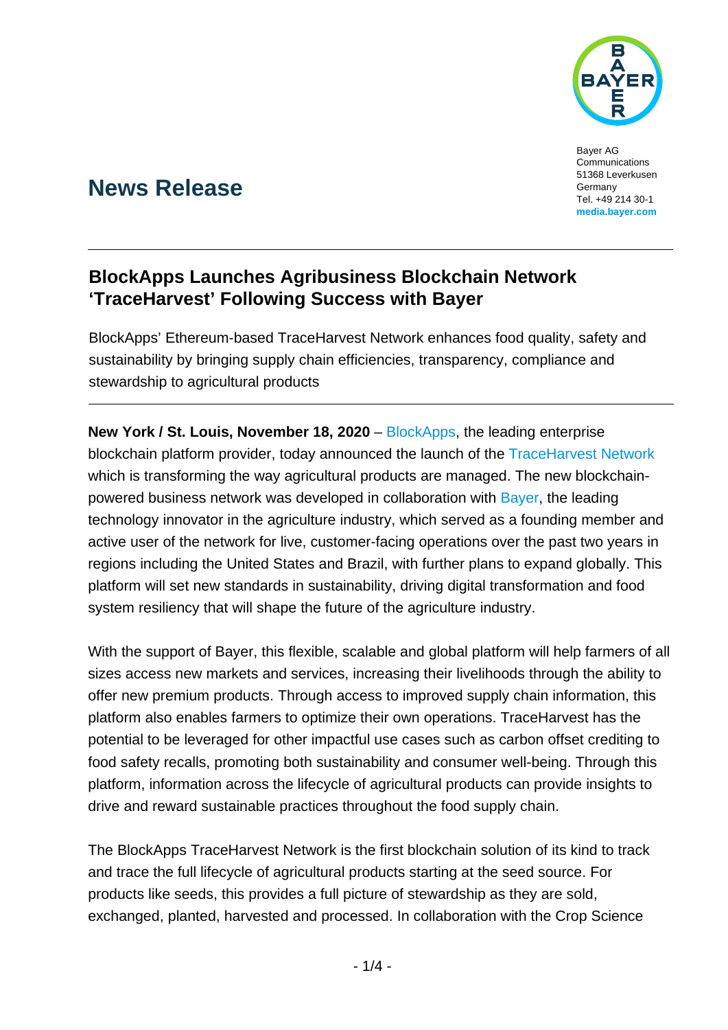Bayer AG
Communications
51368 Leverkusen
Germany
Tel. +49 214 30-1
**media.bayer.com**

# News Release

## BlockApps Launches Agribusiness Blockchain Network 'TraceHarvest' Following Success with Bayer

BlockApps' Ethereum-based TraceHarvest Network enhances food quality, safety and sustainability by bringing supply chain efficiencies, transparency, compliance and stewardship to agricultural products

**New York / St. Louis, November 18, 2020** – BlockApps, the leading enterprise blockchain platform provider, today announced the launch of the TraceHarvest Network which is transforming the way agricultural products are managed. The new blockchain-powered business network was developed in collaboration with Bayer, the leading technology innovator in the agriculture industry, which served as a founding member and active user of the network for live, customer-facing operations over the past two years in regions including the United States and Brazil, with further plans to expand globally. This platform will set new standards in sustainability, driving digital transformation and food system resiliency that will shape the future of the agriculture industry.

With the support of Bayer, this flexible, scalable and global platform will help farmers of all sizes access new markets and services, increasing their livelihoods through the ability to offer new premium products. Through access to improved supply chain information, this platform also enables farmers to optimize their own operations. TraceHarvest has the potential to be leveraged for other impactful use cases such as carbon offset crediting to food safety recalls, promoting both sustainability and consumer well-being. Through this platform, information across the lifecycle of agricultural products can provide insights to drive and reward sustainable practices throughout the food supply chain.

The BlockApps TraceHarvest Network is the first blockchain solution of its kind to track and trace the full lifecycle of agricultural products starting at the seed source. For products like seeds, this provides a full picture of stewardship as they are sold, exchanged, planted, harvested and processed. In collaboration with the Crop Science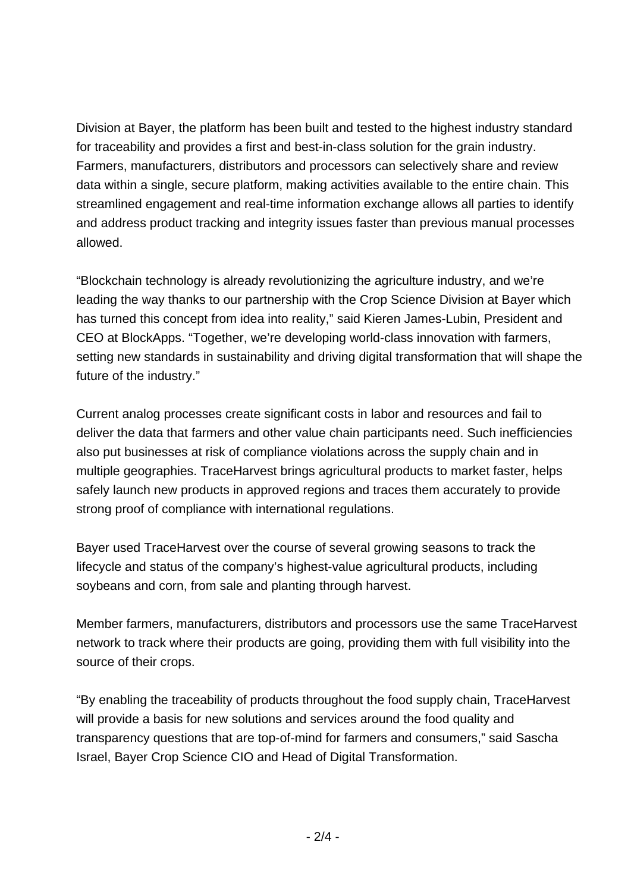Division at Bayer, the platform has been built and tested to the highest industry standard for traceability and provides a first and best-in-class solution for the grain industry. Farmers, manufacturers, distributors and processors can selectively share and review data within a single, secure platform, making activities available to the entire chain. This streamlined engagement and real-time information exchange allows all parties to identify and address product tracking and integrity issues faster than previous manual processes allowed.

“Blockchain technology is already revolutionizing the agriculture industry, and we’re leading the way thanks to our partnership with the Crop Science Division at Bayer which has turned this concept from idea into reality,” said Kieren James-Lubin, President and CEO at BlockApps. “Together, we’re developing world-class innovation with farmers, setting new standards in sustainability and driving digital transformation that will shape the future of the industry.”

Current analog processes create significant costs in labor and resources and fail to deliver the data that farmers and other value chain participants need. Such inefficiencies also put businesses at risk of compliance violations across the supply chain and in multiple geographies. TraceHarvest brings agricultural products to market faster, helps safely launch new products in approved regions and traces them accurately to provide strong proof of compliance with international regulations.

Bayer used TraceHarvest over the course of several growing seasons to track the lifecycle and status of the company’s highest-value agricultural products, including soybeans and corn, from sale and planting through harvest.

Member farmers, manufacturers, distributors and processors use the same TraceHarvest network to track where their products are going, providing them with full visibility into the source of their crops.

“By enabling the traceability of products throughout the food supply chain, TraceHarvest will provide a basis for new solutions and services around the food quality and transparency questions that are top-of-mind for farmers and consumers,” said Sascha Israel, Bayer Crop Science CIO and Head of Digital Transformation.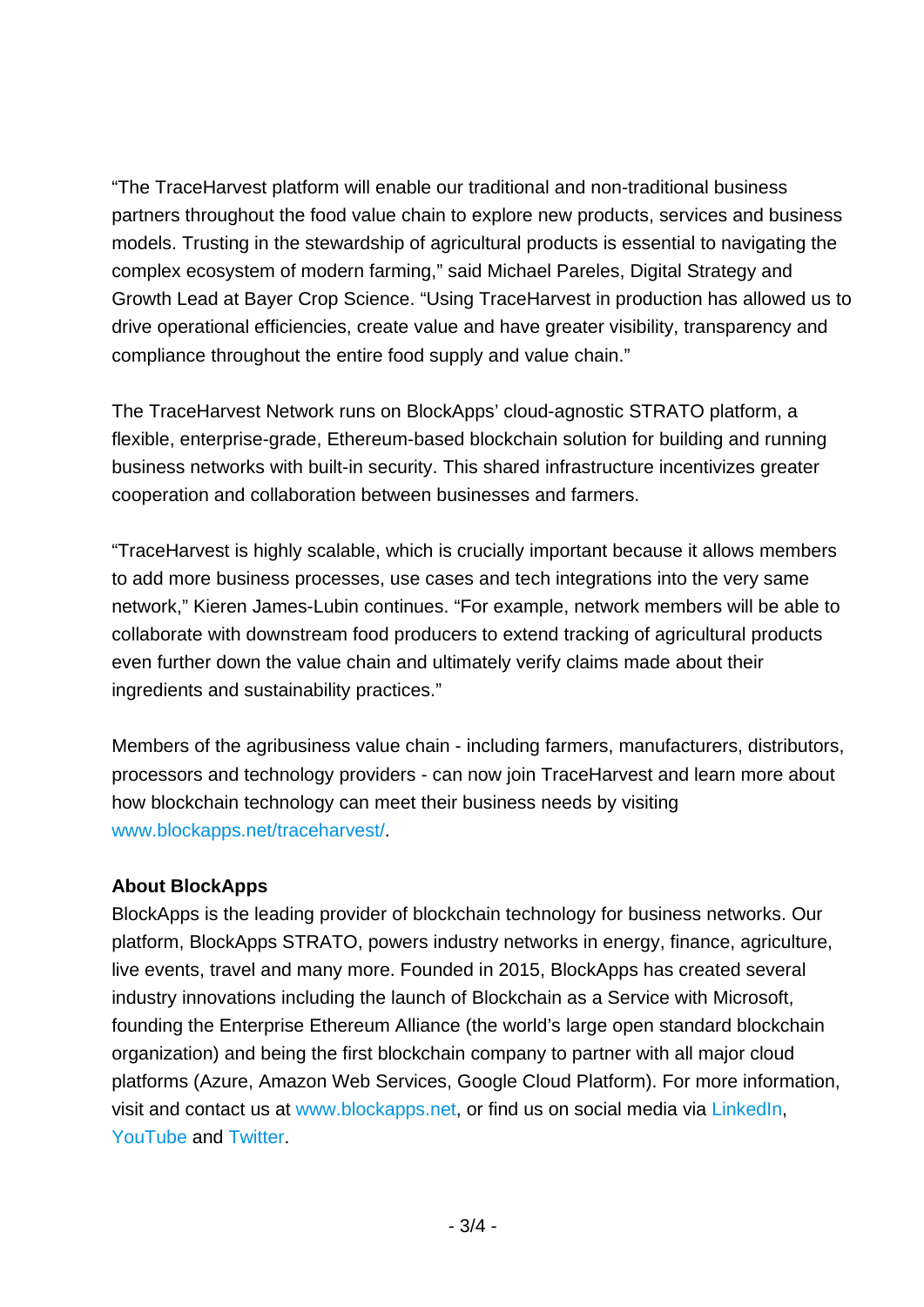"The TraceHarvest platform will enable our traditional and non-traditional business partners throughout the food value chain to explore new products, services and business models. Trusting in the stewardship of agricultural products is essential to navigating the complex ecosystem of modern farming," said Michael Pareles, Digital Strategy and Growth Lead at Bayer Crop Science. "Using TraceHarvest in production has allowed us to drive operational efficiencies, create value and have greater visibility, transparency and compliance throughout the entire food supply and value chain."

The TraceHarvest Network runs on BlockApps' cloud-agnostic STRATO platform, a flexible, enterprise-grade, Ethereum-based blockchain solution for building and running business networks with built-in security. This shared infrastructure incentivizes greater cooperation and collaboration between businesses and farmers.

"TraceHarvest is highly scalable, which is crucially important because it allows members to add more business processes, use cases and tech integrations into the very same network," Kieren James-Lubin continues. "For example, network members will be able to collaborate with downstream food producers to extend tracking of agricultural products even further down the value chain and ultimately verify claims made about their ingredients and sustainability practices."

Members of the agribusiness value chain - including farmers, manufacturers, distributors, processors and technology providers - can now join TraceHarvest and learn more about how blockchain technology can meet their business needs by visiting [www.blockapps.net/traceharvest/](www.blockapps.net/traceharvest/).

**About BlockApps**

BlockApps is the leading provider of blockchain technology for business networks. Our platform, BlockApps STRATO, powers industry networks in energy, finance, agriculture, live events, travel and many more. Founded in 2015, BlockApps has created several industry innovations including the launch of Blockchain as a Service with Microsoft, founding the Enterprise Ethereum Alliance (the world's large open standard blockchain organization) and being the first blockchain company to partner with all major cloud platforms (Azure, Amazon Web Services, Google Cloud Platform). For more information, visit and contact us at [www.blockapps.net](www.blockapps.net), or find us on social media via LinkedIn, YouTube and Twitter.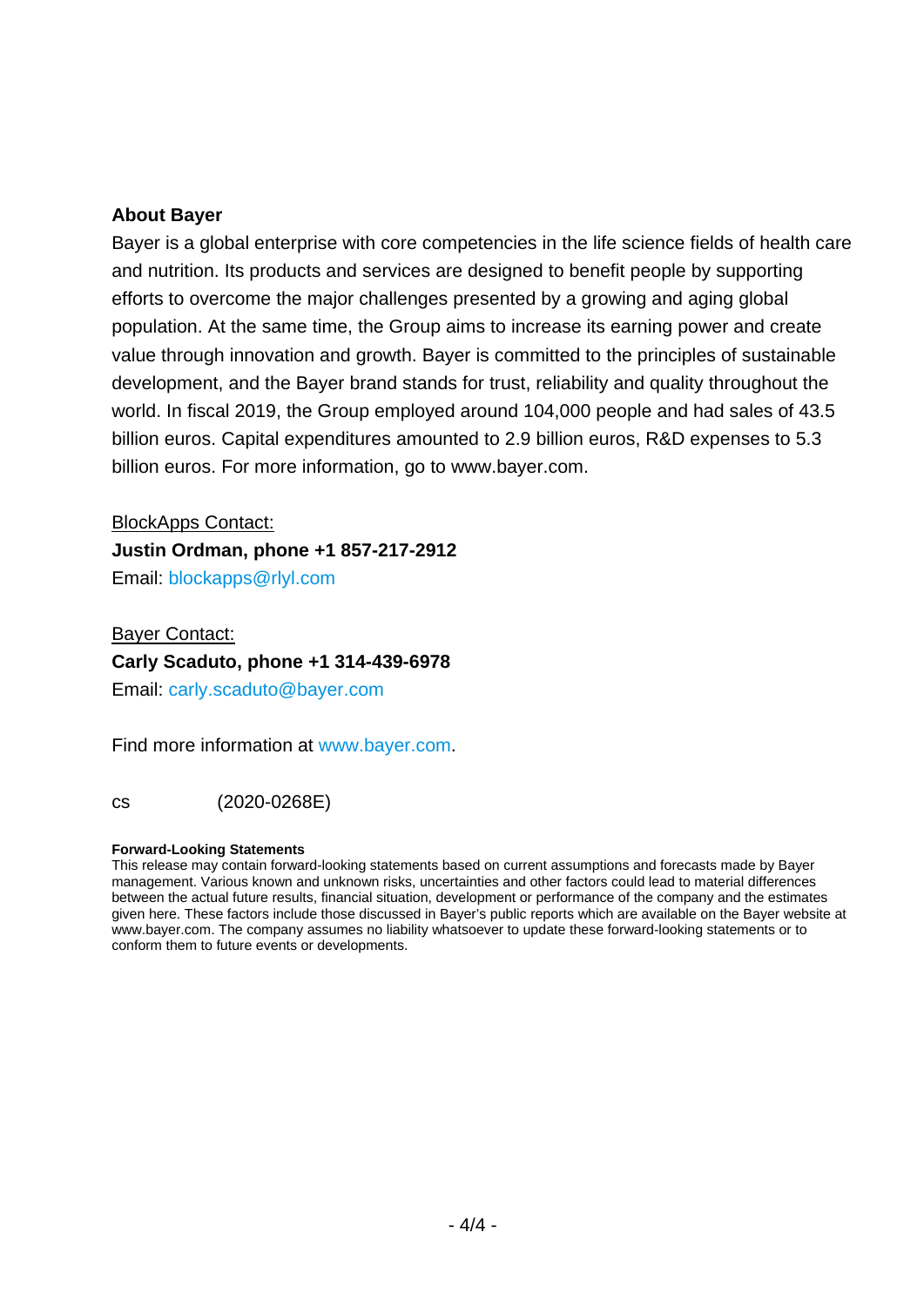**About Bayer**

Bayer is a global enterprise with core competencies in the life science fields of health care and nutrition. Its products and services are designed to benefit people by supporting efforts to overcome the major challenges presented by a growing and aging global population. At the same time, the Group aims to increase its earning power and create value through innovation and growth. Bayer is committed to the principles of sustainable development, and the Bayer brand stands for trust, reliability and quality throughout the world. In fiscal 2019, the Group employed around 104,000 people and had sales of 43.5 billion euros. Capital expenditures amounted to 2.9 billion euros, R&D expenses to 5.3 billion euros. For more information, go to www.bayer.com.

BlockApps Contact:
**Justin Ordman, phone +1 857-217-2912**
Email: blockapps@rlyl.com

Bayer Contact:
**Carly Scaduto, phone +1 314-439-6978**
Email: carly.scaduto@bayer.com

Find more information at www.bayer.com.

cs (2020-0268E)

**Forward-Looking Statements**
This release may contain forward-looking statements based on current assumptions and forecasts made by Bayer management. Various known and unknown risks, uncertainties and other factors could lead to material differences between the actual future results, financial situation, development or performance of the company and the estimates given here. These factors include those discussed in Bayer's public reports which are available on the Bayer website at www.bayer.com. The company assumes no liability whatsoever to update these forward-looking statements or to conform them to future events or developments.